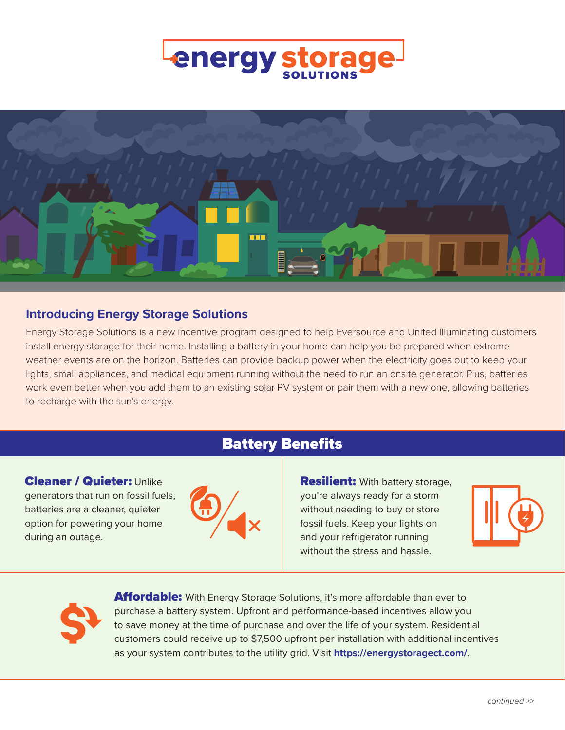# energy storage SOLUTIONS

## Introducing Energy Storage Solutions

Energy Storage Solutions is a new incentive program designed to help Eversource and United Illuminating customers install energy storage for their home. Installing a battery in your home can help you be prepared when extreme weather events are on the horizon. Batteries can provide backup power when the electricity goes out to keep your lights, small appliances, and medical equipment running without the need to run an onsite generator. Plus, batteries work even better when you add them to an existing solar PV system or pair them with a new one, allowing batteries to recharge with the sun's energy.

## Battery Benefits

**Cleaner / Quieter:** Unlike generators that run on fossil fuels, batteries are a cleaner, quieter option for powering your home during an outage.

**Resilient:** With battery storage, you're always ready for a storm without needing to buy or store fossil fuels. Keep your lights on and your refrigerator running without the stress and hassle.

**Affordable:** With Energy Storage Solutions, it's more affordable than ever to purchase a battery system. Upfront and performance-based incentives allow you to save money at the time of purchase and over the life of your system. Residential customers could receive up to $7,500 upfront per installation with additional incentives as your system contributes to the utility grid. Visit **https://energystoragect.com/**.

*continued >>*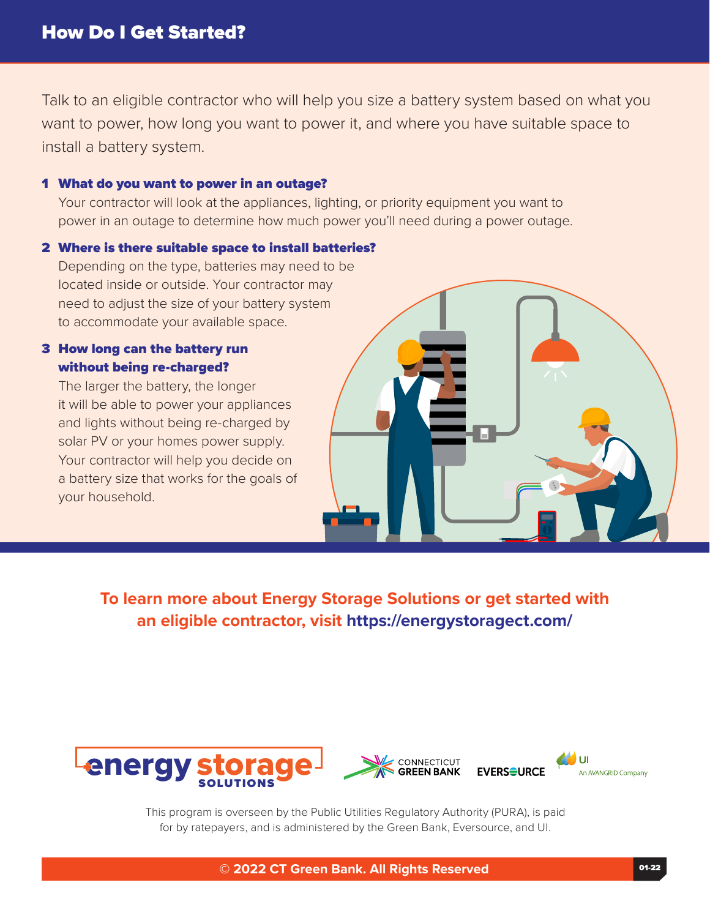## How Do I Get Started?

Talk to an eligible contractor who will help you size a battery system based on what you want to power, how long you want to power it, and where you have suitable space to install a battery system.

1. **What do you want to power in an outage?**
   Your contractor will look at the appliances, lighting, or priority equipment you want to power in an outage to determine how much power you'll need during a power outage.

2. **Where is there suitable space to install batteries?**
   Depending on the type, batteries may need to be located inside or outside. Your contractor may need to adjust the size of your battery system to accommodate your available space.

3. **How long can the battery run without being re-charged?**
   The larger the battery, the longer it will be able to power your appliances and lights without being re-charged by solar PV or your homes power supply. Your contractor will help you decide on a battery size that works for the goals of your household.

**To learn more about Energy Storage Solutions or get started with an eligible contractor, visit https://energystoragect.com/**

energy storage SOLUTIONS | CONNECTICUT GREEN BANK | EVERSOURCE | UI An AVANGRID Company

This program is overseen by the Public Utilities Regulatory Authority (PURA), is paid for by ratepayers, and is administered by the Green Bank, Eversource, and UI.

© 2022 CT Green Bank. All Rights Reserved

01-22